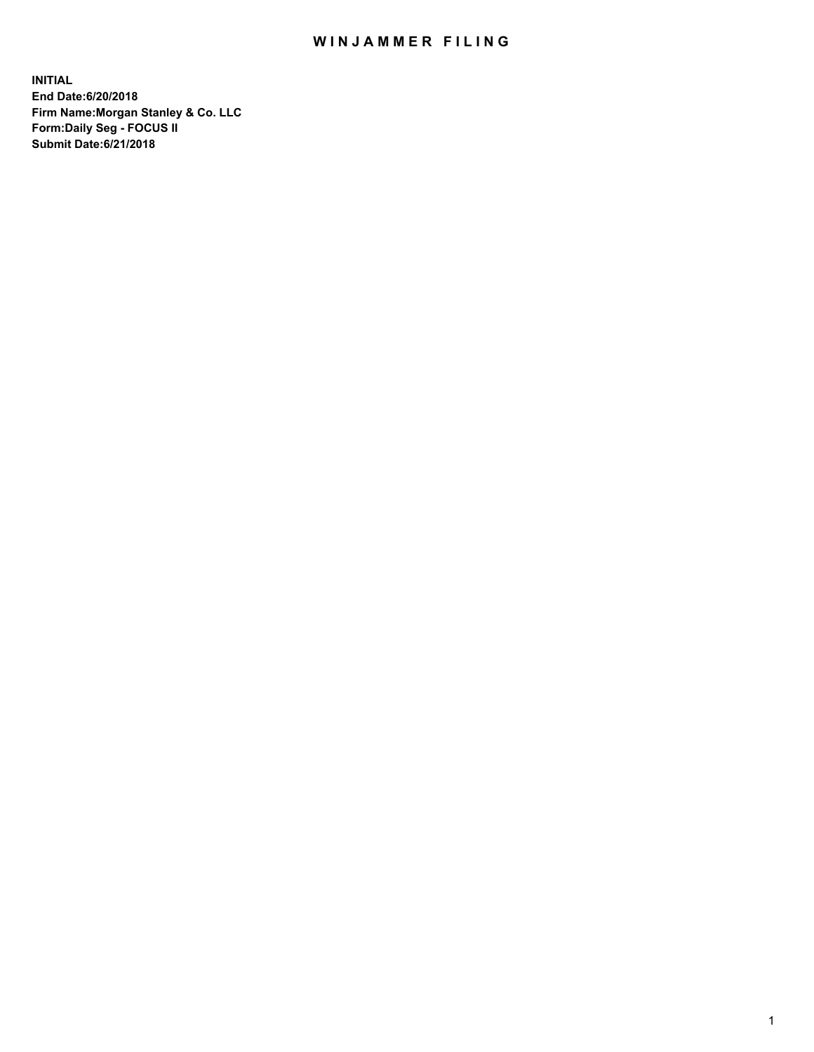# WINJAMMER FILING

**INITIAL**
**End Date:6/20/2018**
**Firm Name:Morgan Stanley & Co. LLC**
**Form:Daily Seg - FOCUS II**
**Submit Date:6/21/2018**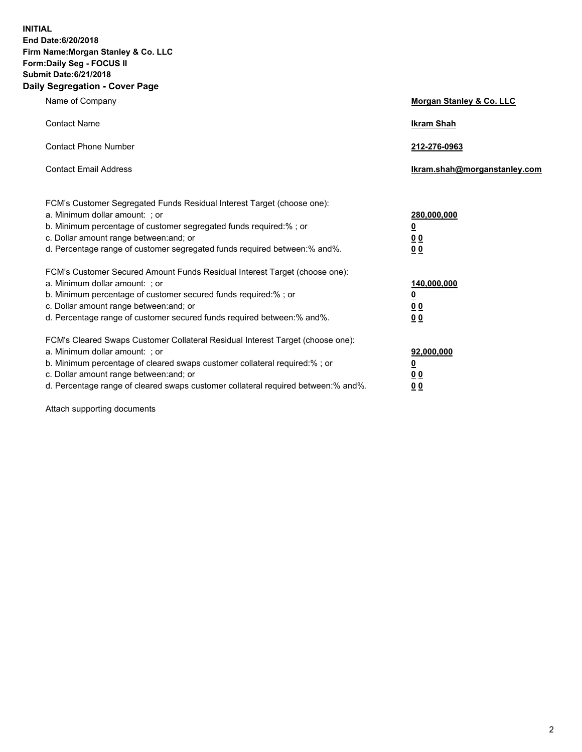**INITIAL**
**End Date:6/20/2018**
**Firm Name:Morgan Stanley & Co. LLC**
**Form:Daily Seg - FOCUS II**
**Submit Date:6/21/2018**
**Daily Segregation - Cover Page**

| | |
|---|---|
| Name of Company | **Morgan Stanley & Co. LLC** |
| Contact Name | **Ikram Shah** |
| Contact Phone Number | **212-276-0963** |
| Contact Email Address | **Ikram.shah@morganstanley.com** |
| FCM's Customer Segregated Funds Residual Interest Target (choose one): | |
| a. Minimum dollar amount: ; or | **280,000,000** |
| b. Minimum percentage of customer segregated funds required:% ; or | **0** |
| c. Dollar amount range between:and; or | **0 0** |
| d. Percentage range of customer segregated funds required between:% and%. | **0 0** |
| FCM's Customer Secured Amount Funds Residual Interest Target (choose one): | |
| a. Minimum dollar amount: ; or | **140,000,000** |
| b. Minimum percentage of customer secured funds required:% ; or | **0** |
| c. Dollar amount range between:and; or | **0 0** |
| d. Percentage range of customer secured funds required between:% and%. | **0 0** |
| FCM's Cleared Swaps Customer Collateral Residual Interest Target (choose one): | |
| a. Minimum dollar amount: ; or | **92,000,000** |
| b. Minimum percentage of cleared swaps customer collateral required:% ; or | **0** |
| c. Dollar amount range between:and; or | **0 0** |
| d. Percentage range of cleared swaps customer collateral required between:% and%. | **0 0** |

Attach supporting documents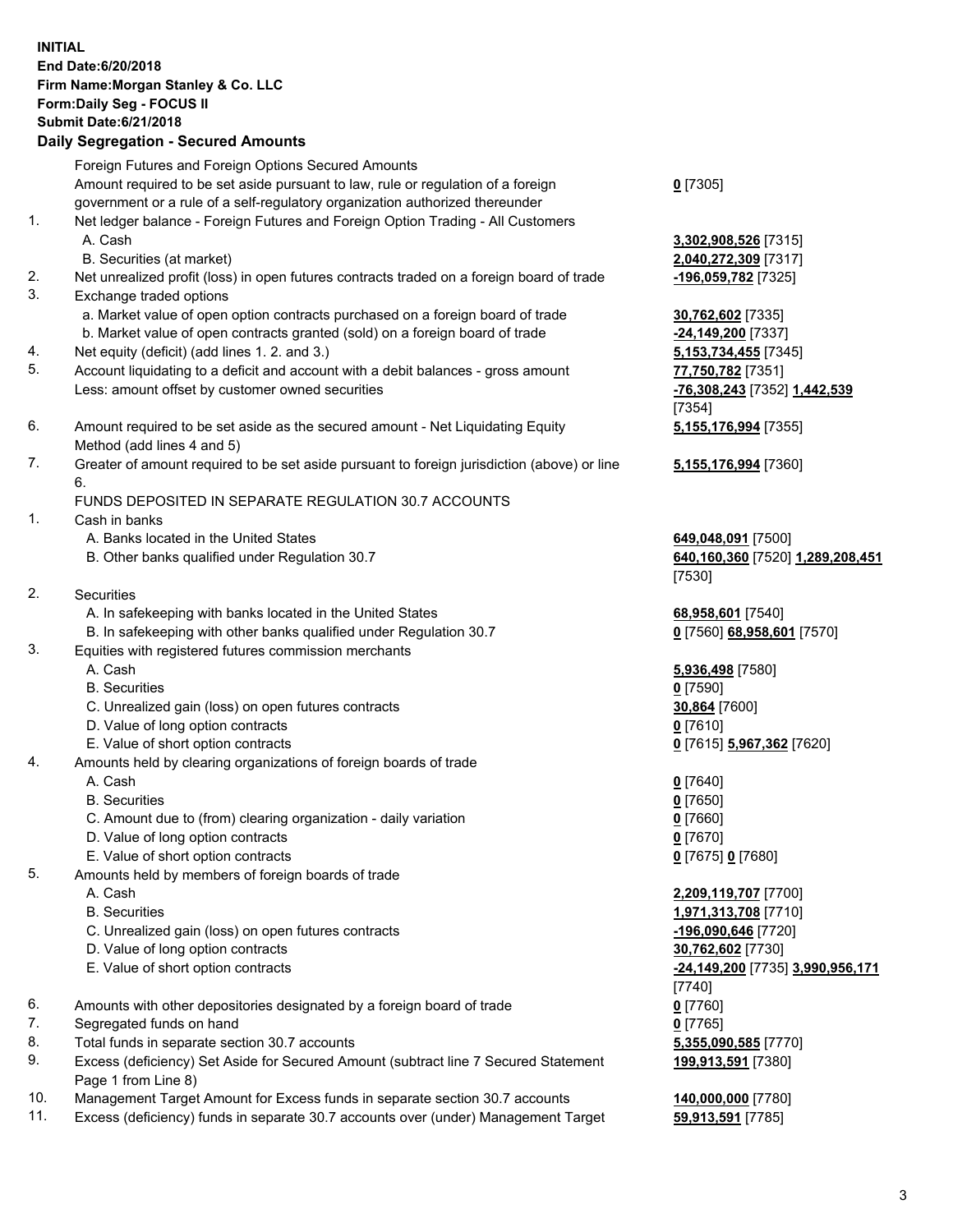**INITIAL**
**End Date:6/20/2018**
**Firm Name:Morgan Stanley & Co. LLC**
**Form:Daily Seg - FOCUS II**
**Submit Date:6/21/2018**
**Daily Segregation - Secured Amounts**

| | | |
|---|---|---|
| | Foreign Futures and Foreign Options Secured Amounts | |
| | Amount required to be set aside pursuant to law, rule or regulation of a foreign government or a rule of a self-regulatory organization authorized thereunder | **0** [7305] |
| 1. | Net ledger balance - Foreign Futures and Foreign Option Trading - All Customers | |
| | A. Cash | **3,302,908,526** [7315] |
| | B. Securities (at market) | **2,040,272,309** [7317] |
| 2. | Net unrealized profit (loss) in open futures contracts traded on a foreign board of trade | **-196,059,782** [7325] |
| 3. | Exchange traded options | |
| | a. Market value of open option contracts purchased on a foreign board of trade | **30,762,602** [7335] |
| | b. Market value of open contracts granted (sold) on a foreign board of trade | **-24,149,200** [7337] |
| 4. | Net equity (deficit) (add lines 1. 2. and 3.) | **5,153,734,455** [7345] |
| 5. | Account liquidating to a deficit and account with a debit balances - gross amount | **77,750,782** [7351] |
| | Less: amount offset by customer owned securities | **-76,308,243** [7352] **1,442,539** [7354] |
| 6. | Amount required to be set aside as the secured amount - Net Liquidating Equity Method (add lines 4 and 5) | **5,155,176,994** [7355] |
| 7. | Greater of amount required to be set aside pursuant to foreign jurisdiction (above) or line 6. | **5,155,176,994** [7360] |
| | FUNDS DEPOSITED IN SEPARATE REGULATION 30.7 ACCOUNTS | |
| 1. | Cash in banks | |
| | A. Banks located in the United States | **649,048,091** [7500] |
| | B. Other banks qualified under Regulation 30.7 | **640,160,360** [7520] **1,289,208,451** [7530] |
| 2. | Securities | |
| | A. In safekeeping with banks located in the United States | **68,958,601** [7540] |
| | B. In safekeeping with other banks qualified under Regulation 30.7 | **0** [7560] **68,958,601** [7570] |
| 3. | Equities with registered futures commission merchants | |
| | A. Cash | **5,936,498** [7580] |
| | B. Securities | **0** [7590] |
| | C. Unrealized gain (loss) on open futures contracts | **30,864** [7600] |
| | D. Value of long option contracts | **0** [7610] |
| | E. Value of short option contracts | **0** [7615] **5,967,362** [7620] |
| 4. | Amounts held by clearing organizations of foreign boards of trade | |
| | A. Cash | **0** [7640] |
| | B. Securities | **0** [7650] |
| | C. Amount due to (from) clearing organization - daily variation | **0** [7660] |
| | D. Value of long option contracts | **0** [7670] |
| | E. Value of short option contracts | **0** [7675] **0** [7680] |
| 5. | Amounts held by members of foreign boards of trade | |
| | A. Cash | **2,209,119,707** [7700] |
| | B. Securities | **1,971,313,708** [7710] |
| | C. Unrealized gain (loss) on open futures contracts | **-196,090,646** [7720] |
| | D. Value of long option contracts | **30,762,602** [7730] |
| | E. Value of short option contracts | **-24,149,200** [7735] **3,990,956,171** [7740] |
| 6. | Amounts with other depositories designated by a foreign board of trade | **0** [7760] |
| 7. | Segregated funds on hand | **0** [7765] |
| 8. | Total funds in separate section 30.7 accounts | **5,355,090,585** [7770] |
| 9. | Excess (deficiency) Set Aside for Secured Amount (subtract line 7 Secured Statement Page 1 from Line 8) | **199,913,591** [7380] |
| 10. | Management Target Amount for Excess funds in separate section 30.7 accounts | **140,000,000** [7780] |
| 11. | Excess (deficiency) funds in separate 30.7 accounts over (under) Management Target | **59,913,591** [7785] |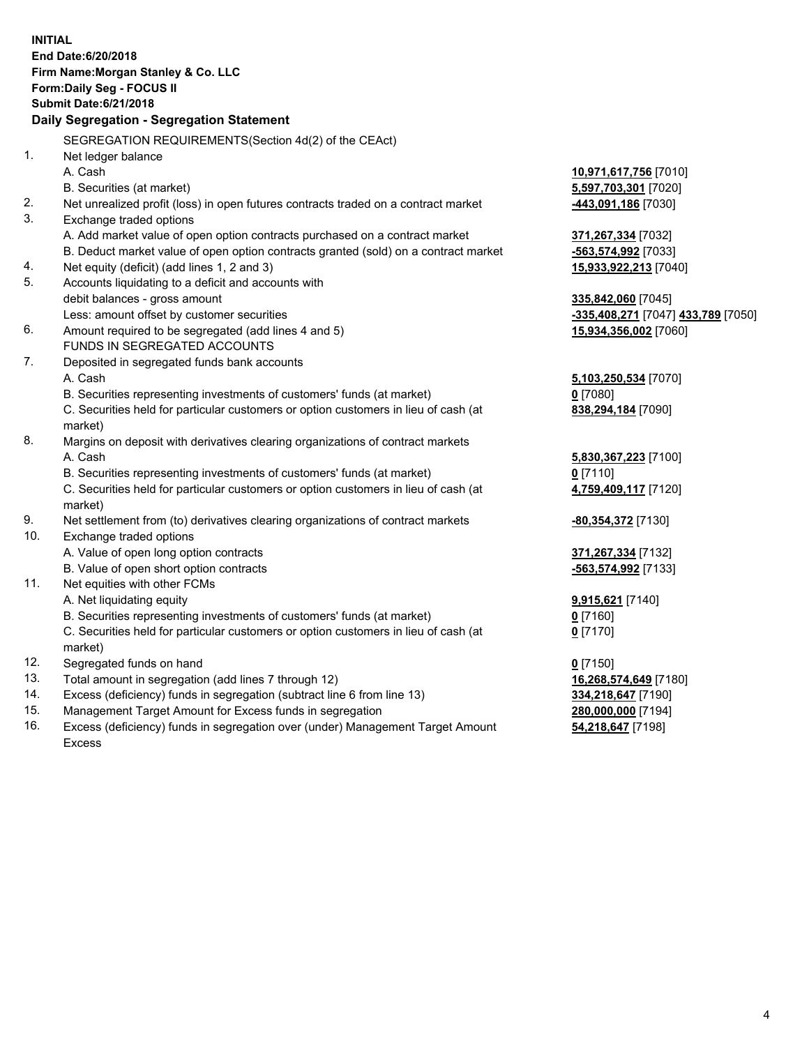**INITIAL**
**End Date:6/20/2018**
**Firm Name:Morgan Stanley & Co. LLC**
**Form:Daily Seg - FOCUS II**
**Submit Date:6/21/2018**

## Daily Segregation - Segregation Statement

SEGREGATION REQUIREMENTS(Section 4d(2) of the CEAct)

| | | |
|---|---|---|
| 1. | Net ledger balance | |
| | A. Cash | **10,971,617,756** [7010] |
| | B. Securities (at market) | **5,597,703,301** [7020] |
| 2. | Net unrealized profit (loss) in open futures contracts traded on a contract market | **-443,091,186** [7030] |
| 3. | Exchange traded options | |
| | A. Add market value of open option contracts purchased on a contract market | **371,267,334** [7032] |
| | B. Deduct market value of open option contracts granted (sold) on a contract market | **-563,574,992** [7033] |
| 4. | Net equity (deficit) (add lines 1, 2 and 3) | **15,933,922,213** [7040] |
| 5. | Accounts liquidating to a deficit and accounts with debit balances - gross amount | **335,842,060** [7045] |
| | Less: amount offset by customer securities | **-335,408,271** [7047] **433,789** [7050] |
| 6. | Amount required to be segregated (add lines 4 and 5) | **15,934,356,002** [7060] |
| | FUNDS IN SEGREGATED ACCOUNTS | |
| 7. | Deposited in segregated funds bank accounts | |
| | A. Cash | **5,103,250,534** [7070] |
| | B. Securities representing investments of customers' funds (at market) | **0** [7080] |
| | C. Securities held for particular customers or option customers in lieu of cash (at market) | **838,294,184** [7090] |
| 8. | Margins on deposit with derivatives clearing organizations of contract markets | |
| | A. Cash | **5,830,367,223** [7100] |
| | B. Securities representing investments of customers' funds (at market) | **0** [7110] |
| | C. Securities held for particular customers or option customers in lieu of cash (at market) | **4,759,409,117** [7120] |
| 9. | Net settlement from (to) derivatives clearing organizations of contract markets | **-80,354,372** [7130] |
| 10. | Exchange traded options | |
| | A. Value of open long option contracts | **371,267,334** [7132] |
| | B. Value of open short option contracts | **-563,574,992** [7133] |
| 11. | Net equities with other FCMs | |
| | A. Net liquidating equity | **9,915,621** [7140] |
| | B. Securities representing investments of customers' funds (at market) | **0** [7160] |
| | C. Securities held for particular customers or option customers in lieu of cash (at market) | **0** [7170] |
| 12. | Segregated funds on hand | **0** [7150] |
| 13. | Total amount in segregation (add lines 7 through 12) | **16,268,574,649** [7180] |
| 14. | Excess (deficiency) funds in segregation (subtract line 6 from line 13) | **334,218,647** [7190] |
| 15. | Management Target Amount for Excess funds in segregation | **280,000,000** [7194] |
| 16. | Excess (deficiency) funds in segregation over (under) Management Target Amount Excess | **54,218,647** [7198] |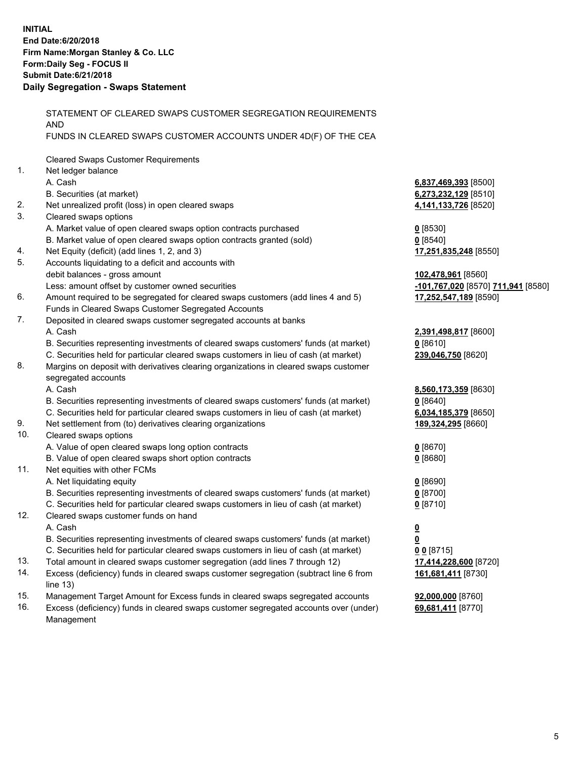**INITIAL**
**End Date:6/20/2018**
**Firm Name:Morgan Stanley & Co. LLC**
**Form:Daily Seg - FOCUS II**
**Submit Date:6/21/2018**
**Daily Segregation - Swaps Statement**

STATEMENT OF CLEARED SWAPS CUSTOMER SEGREGATION REQUIREMENTS AND FUNDS IN CLEARED SWAPS CUSTOMER ACCOUNTS UNDER 4D(F) OF THE CEA

| | | |
|---|---|---|
| | Cleared Swaps Customer Requirements | |
| 1. | Net ledger balance | |
| | A. Cash | **6,837,469,393** [8500] |
| | B. Securities (at market) | **6,273,232,129** [8510] |
| 2. | Net unrealized profit (loss) in open cleared swaps | **4,141,133,726** [8520] |
| 3. | Cleared swaps options | |
| | A. Market value of open cleared swaps option contracts purchased | **0** [8530] |
| | B. Market value of open cleared swaps option contracts granted (sold) | **0** [8540] |
| 4. | Net Equity (deficit) (add lines 1, 2, and 3) | **17,251,835,248** [8550] |
| 5. | Accounts liquidating to a deficit and accounts with debit balances - gross amount | **102,478,961** [8560] |
| | Less: amount offset by customer owned securities | **-101,767,020** [8570] **711,941** [8580] |
| 6. | Amount required to be segregated for cleared swaps customers (add lines 4 and 5) | **17,252,547,189** [8590] |
| | Funds in Cleared Swaps Customer Segregated Accounts | |
| 7. | Deposited in cleared swaps customer segregated accounts at banks | |
| | A. Cash | **2,391,498,817** [8600] |
| | B. Securities representing investments of cleared swaps customers' funds (at market) | **0** [8610] |
| | C. Securities held for particular cleared swaps customers in lieu of cash (at market) | **239,046,750** [8620] |
| 8. | Margins on deposit with derivatives clearing organizations in cleared swaps customer segregated accounts | |
| | A. Cash | **8,560,173,359** [8630] |
| | B. Securities representing investments of cleared swaps customers' funds (at market) | **0** [8640] |
| | C. Securities held for particular cleared swaps customers in lieu of cash (at market) | **6,034,185,379** [8650] |
| 9. | Net settlement from (to) derivatives clearing organizations | **189,324,295** [8660] |
| 10. | Cleared swaps options | |
| | A. Value of open cleared swaps long option contracts | **0** [8670] |
| | B. Value of open cleared swaps short option contracts | **0** [8680] |
| 11. | Net equities with other FCMs | |
| | A. Net liquidating equity | **0** [8690] |
| | B. Securities representing investments of cleared swaps customers' funds (at market) | **0** [8700] |
| | C. Securities held for particular cleared swaps customers in lieu of cash (at market) | **0** [8710] |
| 12. | Cleared swaps customer funds on hand | |
| | A. Cash | **0** |
| | B. Securities representing investments of cleared swaps customers' funds (at market) | **0** |
| | C. Securities held for particular cleared swaps customers in lieu of cash (at market) | **0** **0** [8715] |
| 13. | Total amount in cleared swaps customer segregation (add lines 7 through 12) | **17,414,228,600** [8720] |
| 14. | Excess (deficiency) funds in cleared swaps customer segregation (subtract line 6 from line 13) | **161,681,411** [8730] |
| 15. | Management Target Amount for Excess funds in cleared swaps segregated accounts | **92,000,000** [8760] |
| 16. | Excess (deficiency) funds in cleared swaps customer segregated accounts over (under) Management | **69,681,411** [8770] |